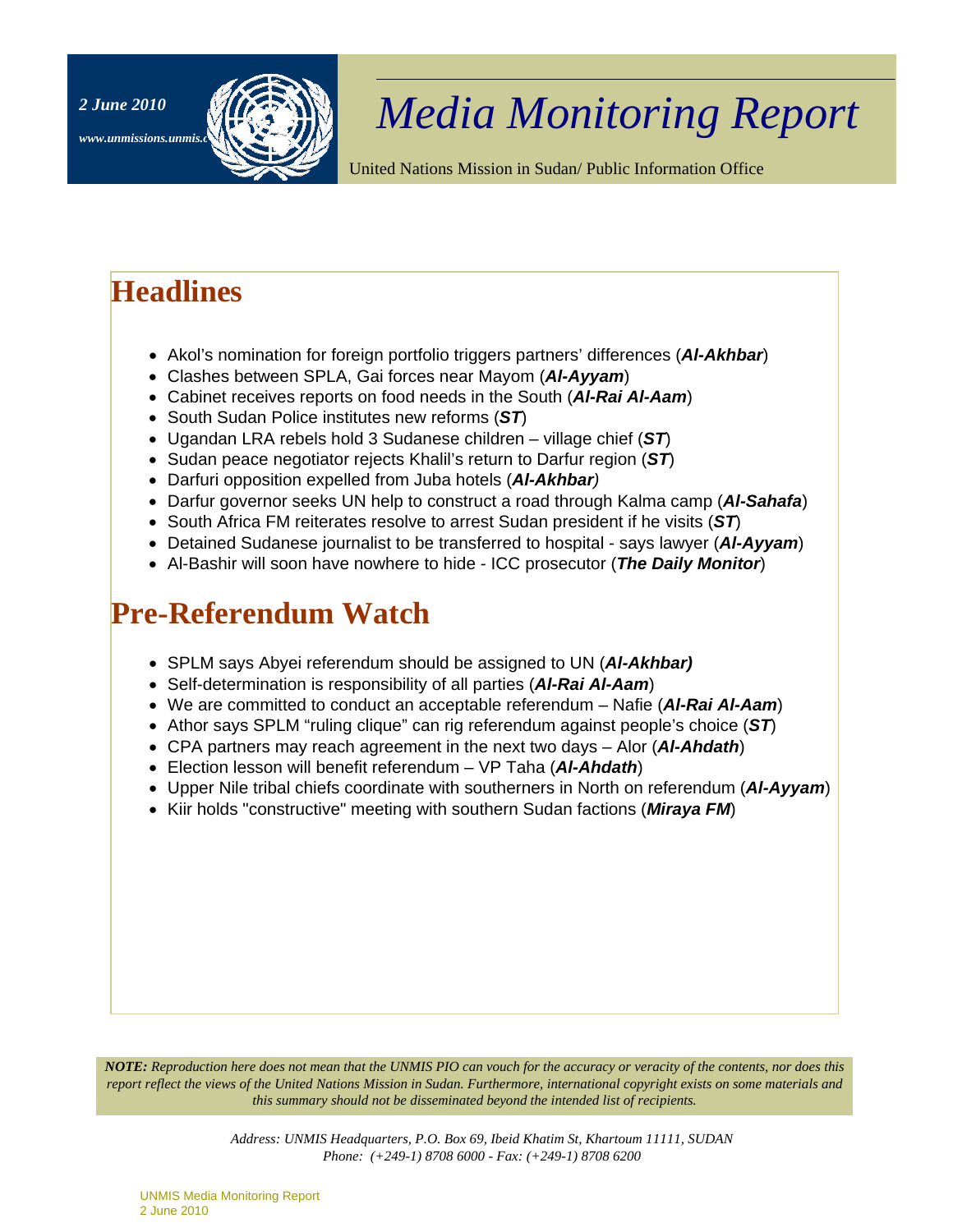2 June 2010

www.unmissions.unmis.o

# Media Monitoring Report

United Nations Mission in Sudan/ Public Information Office

## Headlines

- Akol's nomination for foreign portfolio triggers partners' differences (***Al-Akhbar***)
- Clashes between SPLA, Gai forces near Mayom (***Al-Ayyam***)
- Cabinet receives reports on food needs in the South (***Al-Rai Al-Aam***)
- South Sudan Police institutes new reforms (***ST***)
- Ugandan LRA rebels hold 3 Sudanese children – village chief (***ST***)
- Sudan peace negotiator rejects Khalil's return to Darfur region (***ST***)
- Darfuri opposition expelled from Juba hotels (***Al-Akhbar)***
- Darfur governor seeks UN help to construct a road through Kalma camp (***Al-Sahafa***)
- South Africa FM reiterates resolve to arrest Sudan president if he visits (***ST***)
- Detained Sudanese journalist to be transferred to hospital - says lawyer (***Al-Ayyam***)
- Al-Bashir will soon have nowhere to hide - ICC prosecutor (***The Daily Monitor***)

## Pre-Referendum Watch

- SPLM says Abyei referendum should be assigned to UN (***Al-Akhbar)***
- Self-determination is responsibility of all parties (***Al-Rai Al-Aam***)
- We are committed to conduct an acceptable referendum – Nafie (***Al-Rai Al-Aam***)
- Athor says SPLM "ruling clique" can rig referendum against people's choice (***ST***)
- CPA partners may reach agreement in the next two days – Alor (***Al-Ahdath***)
- Election lesson will benefit referendum – VP Taha (***Al-Ahdath***)
- Upper Nile tribal chiefs coordinate with southerners in North on referendum (***Al-Ayyam***)
- Kiir holds "constructive" meeting with southern Sudan factions (***Miraya FM***)

***NOTE:*** *Reproduction here does not mean that the UNMIS PIO can vouch for the accuracy or veracity of the contents, nor does this report reflect the views of the United Nations Mission in Sudan. Furthermore, international copyright exists on some materials and this summary should not be disseminated beyond the intended list of recipients.*

*Address: UNMIS Headquarters, P.O. Box 69, Ibeid Khatim St, Khartoum 11111, SUDAN*
*Phone: (+249-1) 8708 6000 - Fax: (+249-1) 8708 6200*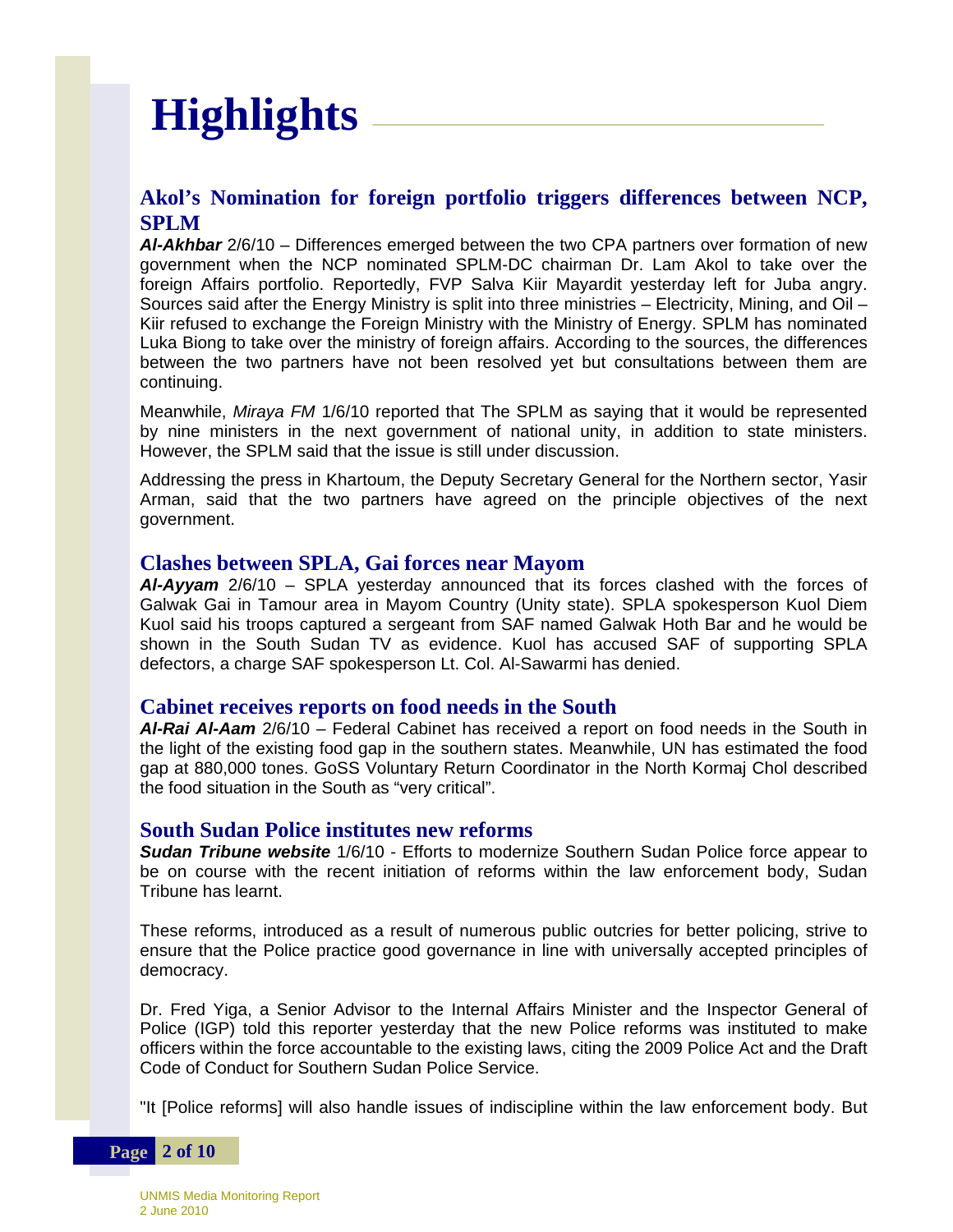# Highlights

## Akol's Nomination for foreign portfolio triggers differences between NCP, SPLM

***Al-Akhbar*** 2/6/10 – Differences emerged between the two CPA partners over formation of new government when the NCP nominated SPLM-DC chairman Dr. Lam Akol to take over the foreign Affairs portfolio. Reportedly, FVP Salva Kiir Mayardit yesterday left for Juba angry. Sources said after the Energy Ministry is split into three ministries – Electricity, Mining, and Oil – Kiir refused to exchange the Foreign Ministry with the Ministry of Energy. SPLM has nominated Luka Biong to take over the ministry of foreign affairs. According to the sources, the differences between the two partners have not been resolved yet but consultations between them are continuing.

Meanwhile, *Miraya FM* 1/6/10 reported that The SPLM as saying that it would be represented by nine ministers in the next government of national unity, in addition to state ministers. However, the SPLM said that the issue is still under discussion.

Addressing the press in Khartoum, the Deputy Secretary General for the Northern sector, Yasir Arman, said that the two partners have agreed on the principle objectives of the next government.

## Clashes between SPLA, Gai forces near Mayom

***Al-Ayyam*** 2/6/10 – SPLA yesterday announced that its forces clashed with the forces of Galwak Gai in Tamour area in Mayom Country (Unity state). SPLA spokesperson Kuol Diem Kuol said his troops captured a sergeant from SAF named Galwak Hoth Bar and he would be shown in the South Sudan TV as evidence. Kuol has accused SAF of supporting SPLA defectors, a charge SAF spokesperson Lt. Col. Al-Sawarmi has denied.

## Cabinet receives reports on food needs in the South

***Al-Rai Al-Aam*** 2/6/10 – Federal Cabinet has received a report on food needs in the South in the light of the existing food gap in the southern states. Meanwhile, UN has estimated the food gap at 880,000 tones. GoSS Voluntary Return Coordinator in the North Kormaj Chol described the food situation in the South as "very critical".

## South Sudan Police institutes new reforms

***Sudan Tribune website*** 1/6/10 - Efforts to modernize Southern Sudan Police force appear to be on course with the recent initiation of reforms within the law enforcement body, Sudan Tribune has learnt.

These reforms, introduced as a result of numerous public outcries for better policing, strive to ensure that the Police practice good governance in line with universally accepted principles of democracy.

Dr. Fred Yiga, a Senior Advisor to the Internal Affairs Minister and the Inspector General of Police (IGP) told this reporter yesterday that the new Police reforms was instituted to make officers within the force accountable to the existing laws, citing the 2009 Police Act and the Draft Code of Conduct for Southern Sudan Police Service.

"It [Police reforms] will also handle issues of indiscipline within the law enforcement body. But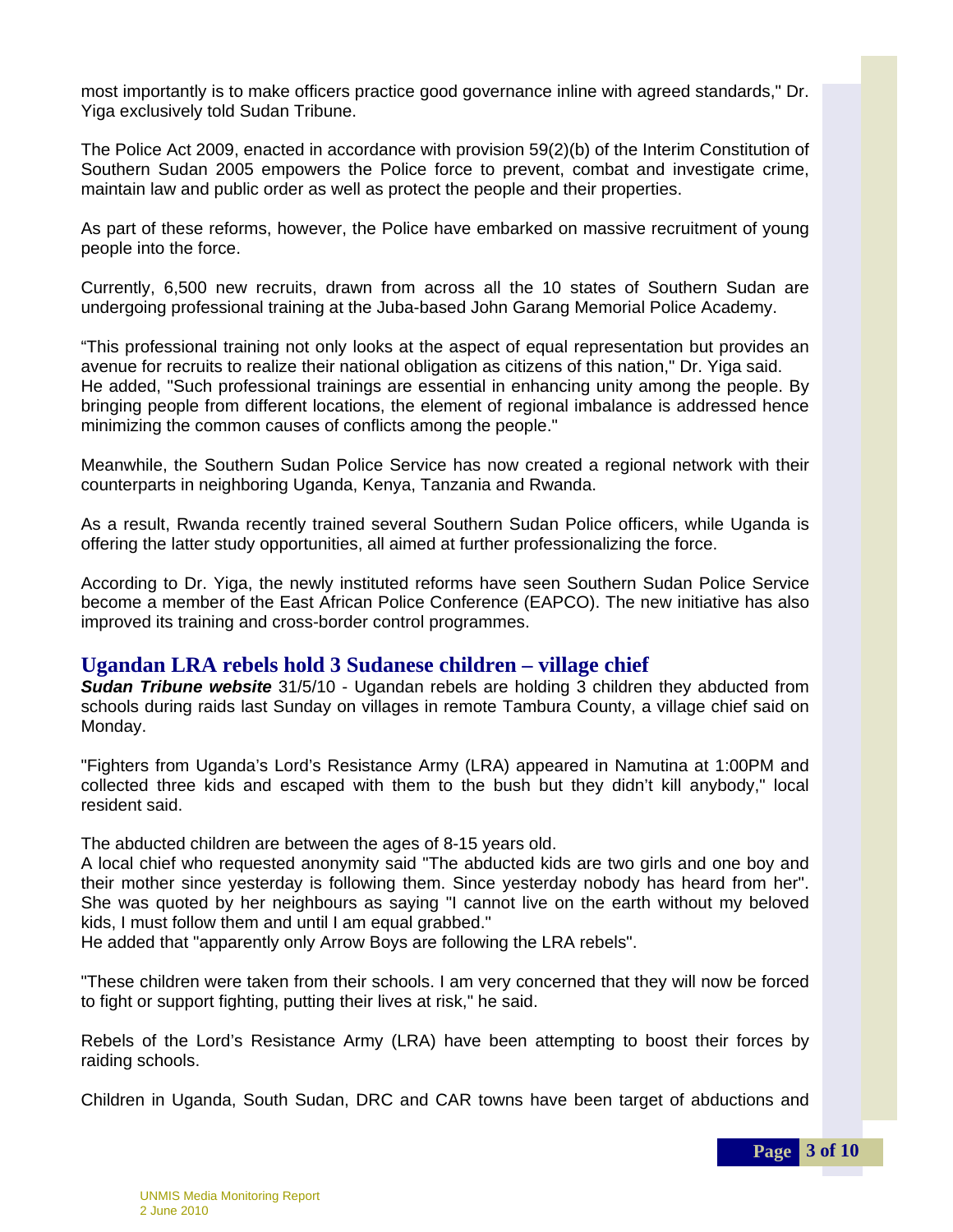most importantly is to make officers practice good governance inline with agreed standards," Dr. Yiga exclusively told Sudan Tribune.

The Police Act 2009, enacted in accordance with provision 59(2)(b) of the Interim Constitution of Southern Sudan 2005 empowers the Police force to prevent, combat and investigate crime, maintain law and public order as well as protect the people and their properties.

As part of these reforms, however, the Police have embarked on massive recruitment of young people into the force.

Currently, 6,500 new recruits, drawn from across all the 10 states of Southern Sudan are undergoing professional training at the Juba-based John Garang Memorial Police Academy.

“This professional training not only looks at the aspect of equal representation but provides an avenue for recruits to realize their national obligation as citizens of this nation," Dr. Yiga said.
He added, "Such professional trainings are essential in enhancing unity among the people. By bringing people from different locations, the element of regional imbalance is addressed hence minimizing the common causes of conflicts among the people."

Meanwhile, the Southern Sudan Police Service has now created a regional network with their counterparts in neighboring Uganda, Kenya, Tanzania and Rwanda.

As a result, Rwanda recently trained several Southern Sudan Police officers, while Uganda is offering the latter study opportunities, all aimed at further professionalizing the force.

According to Dr. Yiga, the newly instituted reforms have seen Southern Sudan Police Service become a member of the East African Police Conference (EAPCO). The new initiative has also improved its training and cross-border control programmes.

## Ugandan LRA rebels hold 3 Sudanese children – village chief

***Sudan Tribune website*** 31/5/10 - Ugandan rebels are holding 3 children they abducted from schools during raids last Sunday on villages in remote Tambura County, a village chief said on Monday.

"Fighters from Uganda’s Lord’s Resistance Army (LRA) appeared in Namutina at 1:00PM and collected three kids and escaped with them to the bush but they didn’t kill anybody," local resident said.

The abducted children are between the ages of 8-15 years old.
A local chief who requested anonymity said "The abducted kids are two girls and one boy and their mother since yesterday is following them. Since yesterday nobody has heard from her". She was quoted by her neighbours as saying "I cannot live on the earth without my beloved kids, I must follow them and until I am equal grabbed."
He added that "apparently only Arrow Boys are following the LRA rebels".

"These children were taken from their schools. I am very concerned that they will now be forced to fight or support fighting, putting their lives at risk," he said.

Rebels of the Lord’s Resistance Army (LRA) have been attempting to boost their forces by raiding schools.

Children in Uganda, South Sudan, DRC and CAR towns have been target of abductions and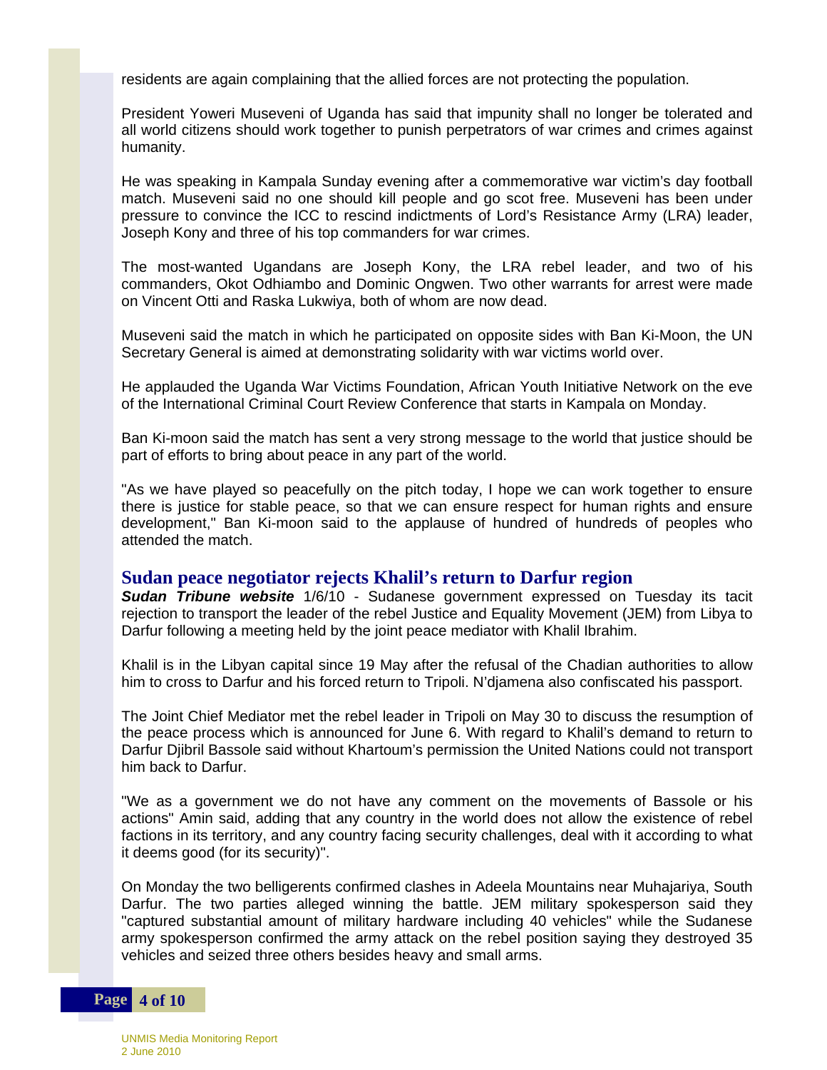residents are again complaining that the allied forces are not protecting the population.

President Yoweri Museveni of Uganda has said that impunity shall no longer be tolerated and all world citizens should work together to punish perpetrators of war crimes and crimes against humanity.

He was speaking in Kampala Sunday evening after a commemorative war victim's day football match. Museveni said no one should kill people and go scot free. Museveni has been under pressure to convince the ICC to rescind indictments of Lord's Resistance Army (LRA) leader, Joseph Kony and three of his top commanders for war crimes.

The most-wanted Ugandans are Joseph Kony, the LRA rebel leader, and two of his commanders, Okot Odhiambo and Dominic Ongwen. Two other warrants for arrest were made on Vincent Otti and Raska Lukwiya, both of whom are now dead.

Museveni said the match in which he participated on opposite sides with Ban Ki-Moon, the UN Secretary General is aimed at demonstrating solidarity with war victims world over.

He applauded the Uganda War Victims Foundation, African Youth Initiative Network on the eve of the International Criminal Court Review Conference that starts in Kampala on Monday.

Ban Ki-moon said the match has sent a very strong message to the world that justice should be part of efforts to bring about peace in any part of the world.

"As we have played so peacefully on the pitch today, I hope we can work together to ensure there is justice for stable peace, so that we can ensure respect for human rights and ensure development," Ban Ki-moon said to the applause of hundred of hundreds of peoples who attended the match.

## Sudan peace negotiator rejects Khalil's return to Darfur region

***Sudan Tribune website*** 1/6/10 - Sudanese government expressed on Tuesday its tacit rejection to transport the leader of the rebel Justice and Equality Movement (JEM) from Libya to Darfur following a meeting held by the joint peace mediator with Khalil Ibrahim.

Khalil is in the Libyan capital since 19 May after the refusal of the Chadian authorities to allow him to cross to Darfur and his forced return to Tripoli. N'djamena also confiscated his passport.

The Joint Chief Mediator met the rebel leader in Tripoli on May 30 to discuss the resumption of the peace process which is announced for June 6. With regard to Khalil's demand to return to Darfur Djibril Bassole said without Khartoum's permission the United Nations could not transport him back to Darfur.

"We as a government we do not have any comment on the movements of Bassole or his actions" Amin said, adding that any country in the world does not allow the existence of rebel factions in its territory, and any country facing security challenges, deal with it according to what it deems good (for its security)".

On Monday the two belligerents confirmed clashes in Adeela Mountains near Muhajariya, South Darfur. The two parties alleged winning the battle. JEM military spokesperson said they "captured substantial amount of military hardware including 40 vehicles" while the Sudanese army spokesperson confirmed the army attack on the rebel position saying they destroyed 35 vehicles and seized three others besides heavy and small arms.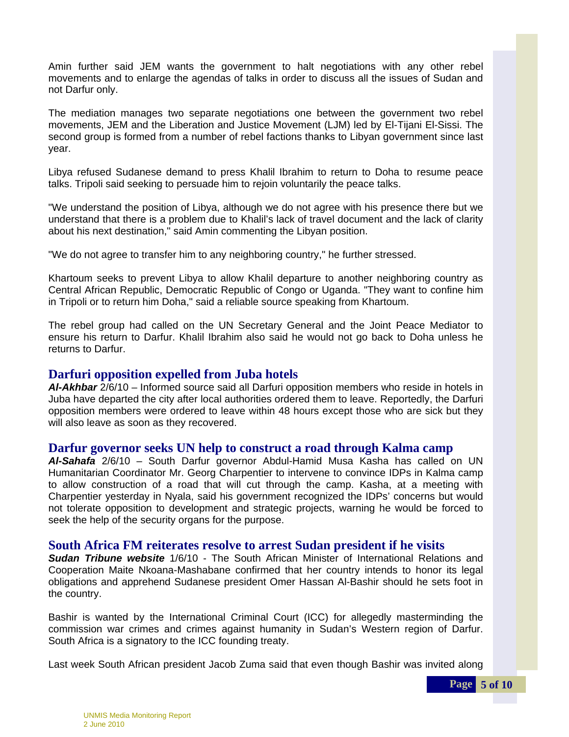Amin further said JEM wants the government to halt negotiations with any other rebel movements and to enlarge the agendas of talks in order to discuss all the issues of Sudan and not Darfur only.

The mediation manages two separate negotiations one between the government two rebel movements, JEM and the Liberation and Justice Movement (LJM) led by El-Tijani El-Sissi. The second group is formed from a number of rebel factions thanks to Libyan government since last year.

Libya refused Sudanese demand to press Khalil Ibrahim to return to Doha to resume peace talks. Tripoli said seeking to persuade him to rejoin voluntarily the peace talks.

"We understand the position of Libya, although we do not agree with his presence there but we understand that there is a problem due to Khalil's lack of travel document and the lack of clarity about his next destination," said Amin commenting the Libyan position.

"We do not agree to transfer him to any neighboring country," he further stressed.

Khartoum seeks to prevent Libya to allow Khalil departure to another neighboring country as Central African Republic, Democratic Republic of Congo or Uganda. "They want to confine him in Tripoli or to return him Doha," said a reliable source speaking from Khartoum.

The rebel group had called on the UN Secretary General and the Joint Peace Mediator to ensure his return to Darfur. Khalil Ibrahim also said he would not go back to Doha unless he returns to Darfur.

## Darfuri opposition expelled from Juba hotels

***Al-Akhbar*** 2/6/10 – Informed source said all Darfuri opposition members who reside in hotels in Juba have departed the city after local authorities ordered them to leave. Reportedly, the Darfuri opposition members were ordered to leave within 48 hours except those who are sick but they will also leave as soon as they recovered.

## Darfur governor seeks UN help to construct a road through Kalma camp

***Al-Sahafa*** 2/6/10 – South Darfur governor Abdul-Hamid Musa Kasha has called on UN Humanitarian Coordinator Mr. Georg Charpentier to intervene to convince IDPs in Kalma camp to allow construction of a road that will cut through the camp. Kasha, at a meeting with Charpentier yesterday in Nyala, said his government recognized the IDPs' concerns but would not tolerate opposition to development and strategic projects, warning he would be forced to seek the help of the security organs for the purpose.

## South Africa FM reiterates resolve to arrest Sudan president if he visits

***Sudan Tribune website*** 1/6/10 - The South African Minister of International Relations and Cooperation Maite Nkoana-Mashabane confirmed that her country intends to honor its legal obligations and apprehend Sudanese president Omer Hassan Al-Bashir should he sets foot in the country.

Bashir is wanted by the International Criminal Court (ICC) for allegedly masterminding the commission war crimes and crimes against humanity in Sudan's Western region of Darfur. South Africa is a signatory to the ICC founding treaty.

Last week South African president Jacob Zuma said that even though Bashir was invited along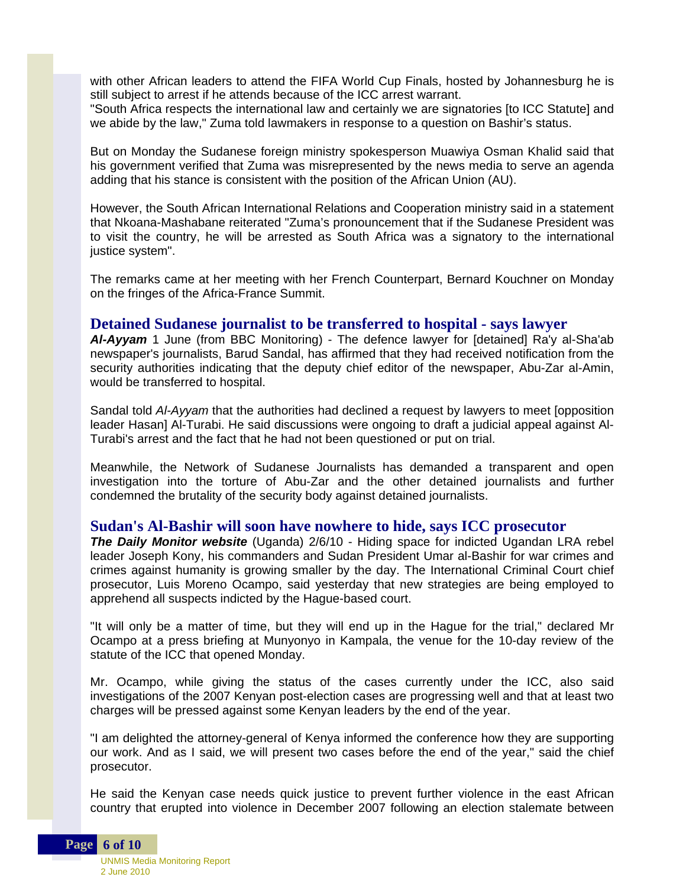with other African leaders to attend the FIFA World Cup Finals, hosted by Johannesburg he is still subject to arrest if he attends because of the ICC arrest warrant.
"South Africa respects the international law and certainly we are signatories [to ICC Statute] and we abide by the law," Zuma told lawmakers in response to a question on Bashir's status.

But on Monday the Sudanese foreign ministry spokesperson Muawiya Osman Khalid said that his government verified that Zuma was misrepresented by the news media to serve an agenda adding that his stance is consistent with the position of the African Union (AU).

However, the South African International Relations and Cooperation ministry said in a statement that Nkoana-Mashabane reiterated "Zuma's pronouncement that if the Sudanese President was to visit the country, he will be arrested as South Africa was a signatory to the international justice system".

The remarks came at her meeting with her French Counterpart, Bernard Kouchner on Monday on the fringes of the Africa-France Summit.

## Detained Sudanese journalist to be transferred to hospital - says lawyer

***Al-Ayyam*** 1 June (from BBC Monitoring) - The defence lawyer for [detained] Ra'y al-Sha'ab newspaper's journalists, Barud Sandal, has affirmed that they had received notification from the security authorities indicating that the deputy chief editor of the newspaper, Abu-Zar al-Amin, would be transferred to hospital.

Sandal told *Al-Ayyam* that the authorities had declined a request by lawyers to meet [opposition leader Hasan] Al-Turabi. He said discussions were ongoing to draft a judicial appeal against Al-Turabi's arrest and the fact that he had not been questioned or put on trial.

Meanwhile, the Network of Sudanese Journalists has demanded a transparent and open investigation into the torture of Abu-Zar and the other detained journalists and further condemned the brutality of the security body against detained journalists.

## Sudan's Al-Bashir will soon have nowhere to hide, says ICC prosecutor

***The Daily Monitor website*** (Uganda) 2/6/10 - Hiding space for indicted Ugandan LRA rebel leader Joseph Kony, his commanders and Sudan President Umar al-Bashir for war crimes and crimes against humanity is growing smaller by the day. The International Criminal Court chief prosecutor, Luis Moreno Ocampo, said yesterday that new strategies are being employed to apprehend all suspects indicted by the Hague-based court.

"It will only be a matter of time, but they will end up in the Hague for the trial," declared Mr Ocampo at a press briefing at Munyonyo in Kampala, the venue for the 10-day review of the statute of the ICC that opened Monday.

Mr. Ocampo, while giving the status of the cases currently under the ICC, also said investigations of the 2007 Kenyan post-election cases are progressing well and that at least two charges will be pressed against some Kenyan leaders by the end of the year.

"I am delighted the attorney-general of Kenya informed the conference how they are supporting our work. And as I said, we will present two cases before the end of the year," said the chief prosecutor.

He said the Kenyan case needs quick justice to prevent further violence in the east African country that erupted into violence in December 2007 following an election stalemate between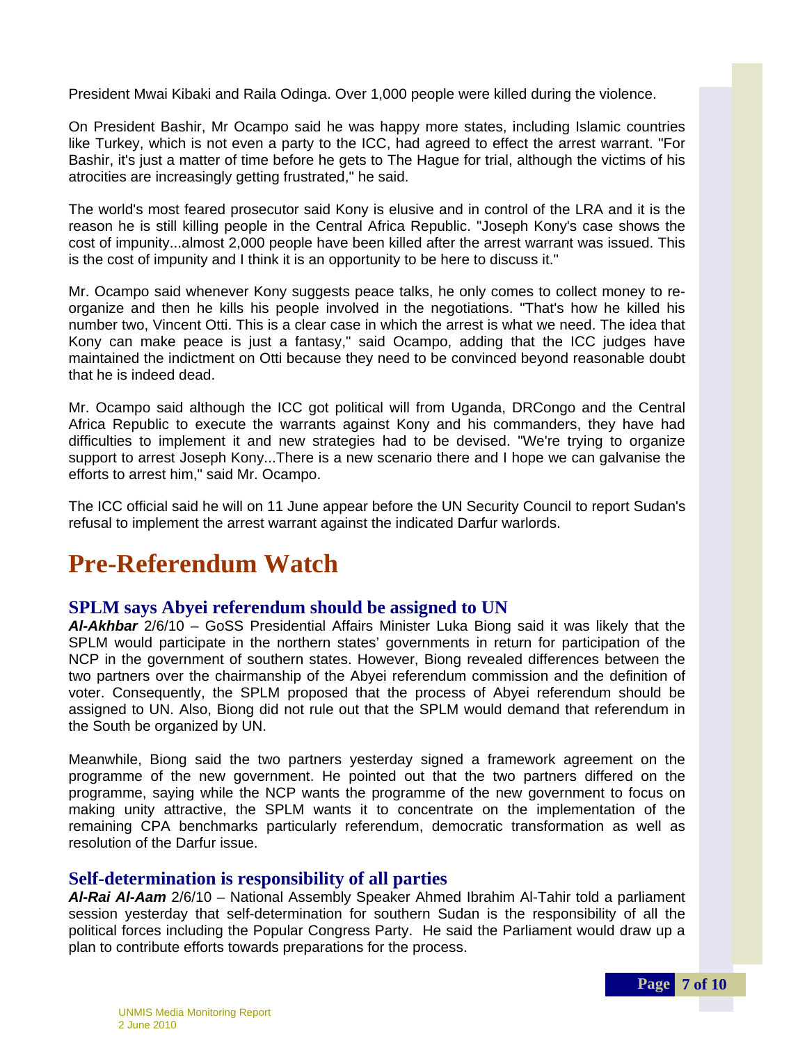President Mwai Kibaki and Raila Odinga. Over 1,000 people were killed during the violence.

On President Bashir, Mr Ocampo said he was happy more states, including Islamic countries like Turkey, which is not even a party to the ICC, had agreed to effect the arrest warrant. "For Bashir, it's just a matter of time before he gets to The Hague for trial, although the victims of his atrocities are increasingly getting frustrated," he said.

The world's most feared prosecutor said Kony is elusive and in control of the LRA and it is the reason he is still killing people in the Central Africa Republic. "Joseph Kony's case shows the cost of impunity...almost 2,000 people have been killed after the arrest warrant was issued. This is the cost of impunity and I think it is an opportunity to be here to discuss it."

Mr. Ocampo said whenever Kony suggests peace talks, he only comes to collect money to re-organize and then he kills his people involved in the negotiations. "That's how he killed his number two, Vincent Otti. This is a clear case in which the arrest is what we need. The idea that Kony can make peace is just a fantasy," said Ocampo, adding that the ICC judges have maintained the indictment on Otti because they need to be convinced beyond reasonable doubt that he is indeed dead.

Mr. Ocampo said although the ICC got political will from Uganda, DRCongo and the Central Africa Republic to execute the warrants against Kony and his commanders, they have had difficulties to implement it and new strategies had to be devised. "We're trying to organize support to arrest Joseph Kony...There is a new scenario there and I hope we can galvanise the efforts to arrest him," said Mr. Ocampo.

The ICC official said he will on 11 June appear before the UN Security Council to report Sudan's refusal to implement the arrest warrant against the indicated Darfur warlords.

# Pre-Referendum Watch

## SPLM says Abyei referendum should be assigned to UN

***Al-Akhbar*** 2/6/10 – GoSS Presidential Affairs Minister Luka Biong said it was likely that the SPLM would participate in the northern states' governments in return for participation of the NCP in the government of southern states. However, Biong revealed differences between the two partners over the chairmanship of the Abyei referendum commission and the definition of voter. Consequently, the SPLM proposed that the process of Abyei referendum should be assigned to UN. Also, Biong did not rule out that the SPLM would demand that referendum in the South be organized by UN.

Meanwhile, Biong said the two partners yesterday signed a framework agreement on the programme of the new government. He pointed out that the two partners differed on the programme, saying while the NCP wants the programme of the new government to focus on making unity attractive, the SPLM wants it to concentrate on the implementation of the remaining CPA benchmarks particularly referendum, democratic transformation as well as resolution of the Darfur issue.

## Self-determination is responsibility of all parties

***Al-Rai Al-Aam*** 2/6/10 – National Assembly Speaker Ahmed Ibrahim Al-Tahir told a parliament session yesterday that self-determination for southern Sudan is the responsibility of all the political forces including the Popular Congress Party. He said the Parliament would draw up a plan to contribute efforts towards preparations for the process.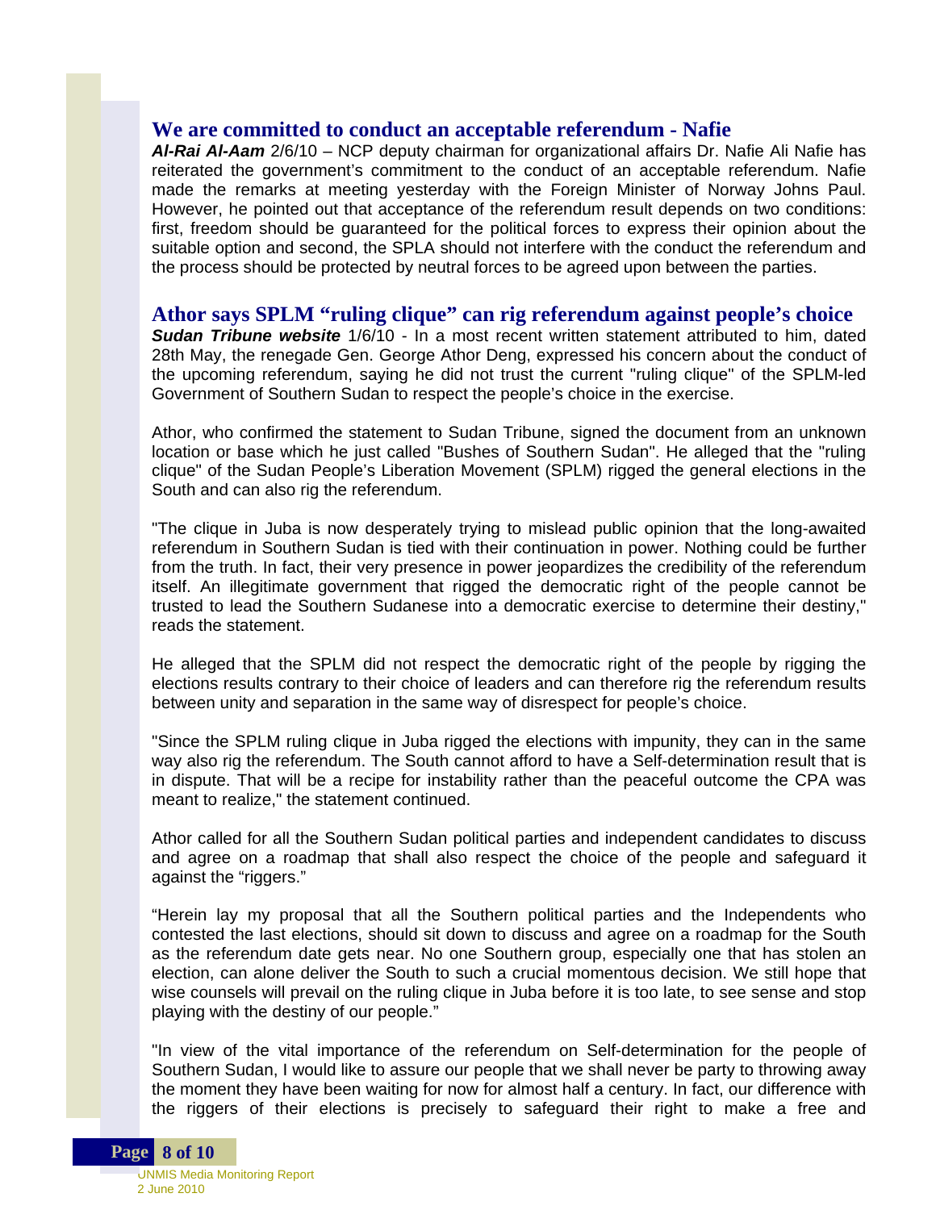## We are committed to conduct an acceptable referendum - Nafie

***Al-Rai Al-Aam*** 2/6/10 – NCP deputy chairman for organizational affairs Dr. Nafie Ali Nafie has reiterated the government's commitment to the conduct of an acceptable referendum. Nafie made the remarks at meeting yesterday with the Foreign Minister of Norway Johns Paul. However, he pointed out that acceptance of the referendum result depends on two conditions: first, freedom should be guaranteed for the political forces to express their opinion about the suitable option and second, the SPLA should not interfere with the conduct the referendum and the process should be protected by neutral forces to be agreed upon between the parties.

## Athor says SPLM "ruling clique" can rig referendum against people's choice

***Sudan Tribune website*** 1/6/10 - In a most recent written statement attributed to him, dated 28th May, the renegade Gen. George Athor Deng, expressed his concern about the conduct of the upcoming referendum, saying he did not trust the current "ruling clique" of the SPLM-led Government of Southern Sudan to respect the people's choice in the exercise.

Athor, who confirmed the statement to Sudan Tribune, signed the document from an unknown location or base which he just called "Bushes of Southern Sudan". He alleged that the "ruling clique" of the Sudan People's Liberation Movement (SPLM) rigged the general elections in the South and can also rig the referendum.

"The clique in Juba is now desperately trying to mislead public opinion that the long-awaited referendum in Southern Sudan is tied with their continuation in power. Nothing could be further from the truth. In fact, their very presence in power jeopardizes the credibility of the referendum itself. An illegitimate government that rigged the democratic right of the people cannot be trusted to lead the Southern Sudanese into a democratic exercise to determine their destiny," reads the statement.

He alleged that the SPLM did not respect the democratic right of the people by rigging the elections results contrary to their choice of leaders and can therefore rig the referendum results between unity and separation in the same way of disrespect for people's choice.

"Since the SPLM ruling clique in Juba rigged the elections with impunity, they can in the same way also rig the referendum. The South cannot afford to have a Self-determination result that is in dispute. That will be a recipe for instability rather than the peaceful outcome the CPA was meant to realize," the statement continued.

Athor called for all the Southern Sudan political parties and independent candidates to discuss and agree on a roadmap that shall also respect the choice of the people and safeguard it against the "riggers."

"Herein lay my proposal that all the Southern political parties and the Independents who contested the last elections, should sit down to discuss and agree on a roadmap for the South as the referendum date gets near. No one Southern group, especially one that has stolen an election, can alone deliver the South to such a crucial momentous decision. We still hope that wise counsels will prevail on the ruling clique in Juba before it is too late, to see sense and stop playing with the destiny of our people."

"In view of the vital importance of the referendum on Self-determination for the people of Southern Sudan, I would like to assure our people that we shall never be party to throwing away the moment they have been waiting for now for almost half a century. In fact, our difference with the riggers of their elections is precisely to safeguard their right to make a free and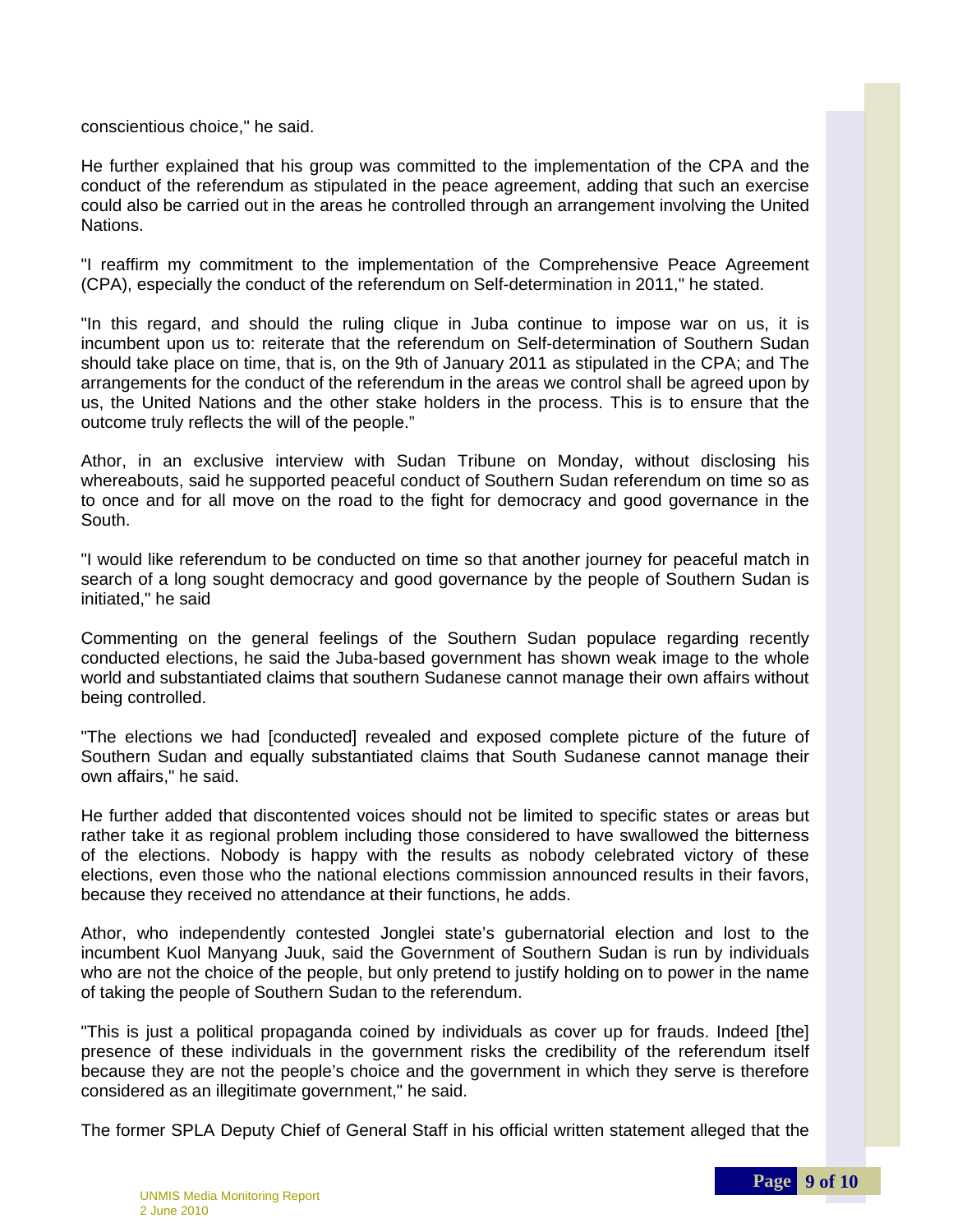conscientious choice," he said.

He further explained that his group was committed to the implementation of the CPA and the conduct of the referendum as stipulated in the peace agreement, adding that such an exercise could also be carried out in the areas he controlled through an arrangement involving the United Nations.

"I reaffirm my commitment to the implementation of the Comprehensive Peace Agreement (CPA), especially the conduct of the referendum on Self-determination in 2011," he stated.

"In this regard, and should the ruling clique in Juba continue to impose war on us, it is incumbent upon us to: reiterate that the referendum on Self-determination of Southern Sudan should take place on time, that is, on the 9th of January 2011 as stipulated in the CPA; and The arrangements for the conduct of the referendum in the areas we control shall be agreed upon by us, the United Nations and the other stake holders in the process. This is to ensure that the outcome truly reflects the will of the people."

Athor, in an exclusive interview with Sudan Tribune on Monday, without disclosing his whereabouts, said he supported peaceful conduct of Southern Sudan referendum on time so as to once and for all move on the road to the fight for democracy and good governance in the South.

"I would like referendum to be conducted on time so that another journey for peaceful match in search of a long sought democracy and good governance by the people of Southern Sudan is initiated," he said

Commenting on the general feelings of the Southern Sudan populace regarding recently conducted elections, he said the Juba-based government has shown weak image to the whole world and substantiated claims that southern Sudanese cannot manage their own affairs without being controlled.

"The elections we had [conducted] revealed and exposed complete picture of the future of Southern Sudan and equally substantiated claims that South Sudanese cannot manage their own affairs," he said.

He further added that discontented voices should not be limited to specific states or areas but rather take it as regional problem including those considered to have swallowed the bitterness of the elections. Nobody is happy with the results as nobody celebrated victory of these elections, even those who the national elections commission announced results in their favors, because they received no attendance at their functions, he adds.

Athor, who independently contested Jonglei state's gubernatorial election and lost to the incumbent Kuol Manyang Juuk, said the Government of Southern Sudan is run by individuals who are not the choice of the people, but only pretend to justify holding on to power in the name of taking the people of Southern Sudan to the referendum.

"This is just a political propaganda coined by individuals as cover up for frauds. Indeed [the] presence of these individuals in the government risks the credibility of the referendum itself because they are not the people's choice and the government in which they serve is therefore considered as an illegitimate government," he said.

The former SPLA Deputy Chief of General Staff in his official written statement alleged that the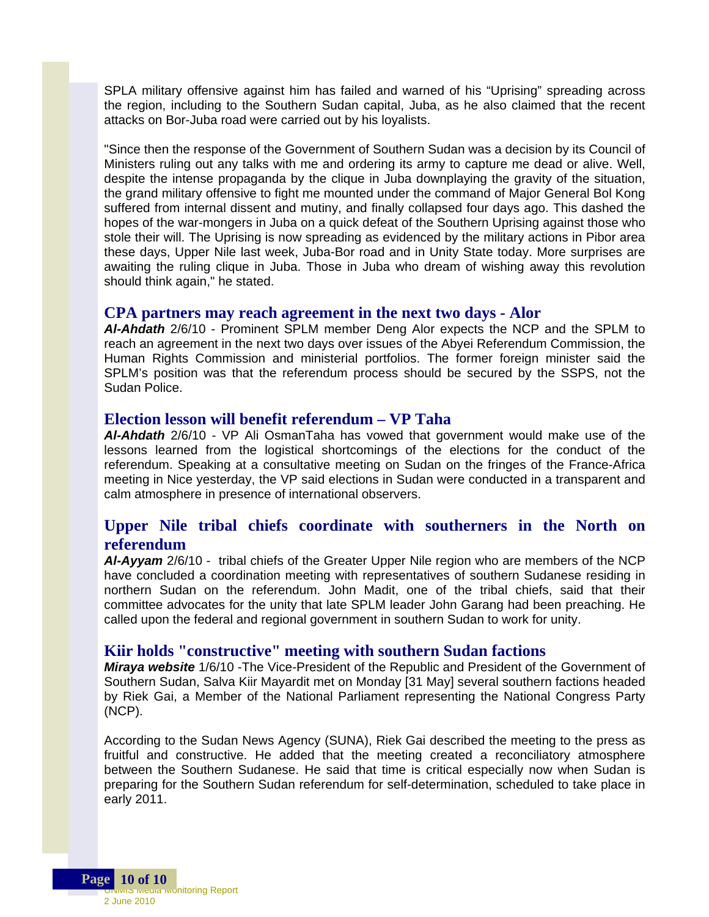SPLA military offensive against him has failed and warned of his “Uprising” spreading across the region, including to the Southern Sudan capital, Juba, as he also claimed that the recent attacks on Bor-Juba road were carried out by his loyalists.

"Since then the response of the Government of Southern Sudan was a decision by its Council of Ministers ruling out any talks with me and ordering its army to capture me dead or alive. Well, despite the intense propaganda by the clique in Juba downplaying the gravity of the situation, the grand military offensive to fight me mounted under the command of Major General Bol Kong suffered from internal dissent and mutiny, and finally collapsed four days ago. This dashed the hopes of the war-mongers in Juba on a quick defeat of the Southern Uprising against those who stole their will. The Uprising is now spreading as evidenced by the military actions in Pibor area these days, Upper Nile last week, Juba-Bor road and in Unity State today. More surprises are awaiting the ruling clique in Juba. Those in Juba who dream of wishing away this revolution should think again," he stated.

## CPA partners may reach agreement in the next two days - Alor

***Al-Ahdath*** 2/6/10 - Prominent SPLM member Deng Alor expects the NCP and the SPLM to reach an agreement in the next two days over issues of the Abyei Referendum Commission, the Human Rights Commission and ministerial portfolios. The former foreign minister said the SPLM’s position was that the referendum process should be secured by the SSPS, not the Sudan Police.

## Election lesson will benefit referendum – VP Taha

***Al-Ahdath*** 2/6/10 - VP Ali OsmanTaha has vowed that government would make use of the lessons learned from the logistical shortcomings of the elections for the conduct of the referendum. Speaking at a consultative meeting on Sudan on the fringes of the France-Africa meeting in Nice yesterday, the VP said elections in Sudan were conducted in a transparent and calm atmosphere in presence of international observers.

## Upper Nile tribal chiefs coordinate with southerners in the North on referendum

***Al-Ayyam*** 2/6/10 - tribal chiefs of the Greater Upper Nile region who are members of the NCP have concluded a coordination meeting with representatives of southern Sudanese residing in northern Sudan on the referendum. John Madit, one of the tribal chiefs, said that their committee advocates for the unity that late SPLM leader John Garang had been preaching. He called upon the federal and regional government in southern Sudan to work for unity.

## Kiir holds "constructive" meeting with southern Sudan factions

***Miraya website*** 1/6/10 -The Vice-President of the Republic and President of the Government of Southern Sudan, Salva Kiir Mayardit met on Monday [31 May] several southern factions headed by Riek Gai, a Member of the National Parliament representing the National Congress Party (NCP).

According to the Sudan News Agency (SUNA), Riek Gai described the meeting to the press as fruitful and constructive. He added that the meeting created a reconciliatory atmosphere between the Southern Sudanese. He said that time is critical especially now when Sudan is preparing for the Southern Sudan referendum for self-determination, scheduled to take place in early 2011.